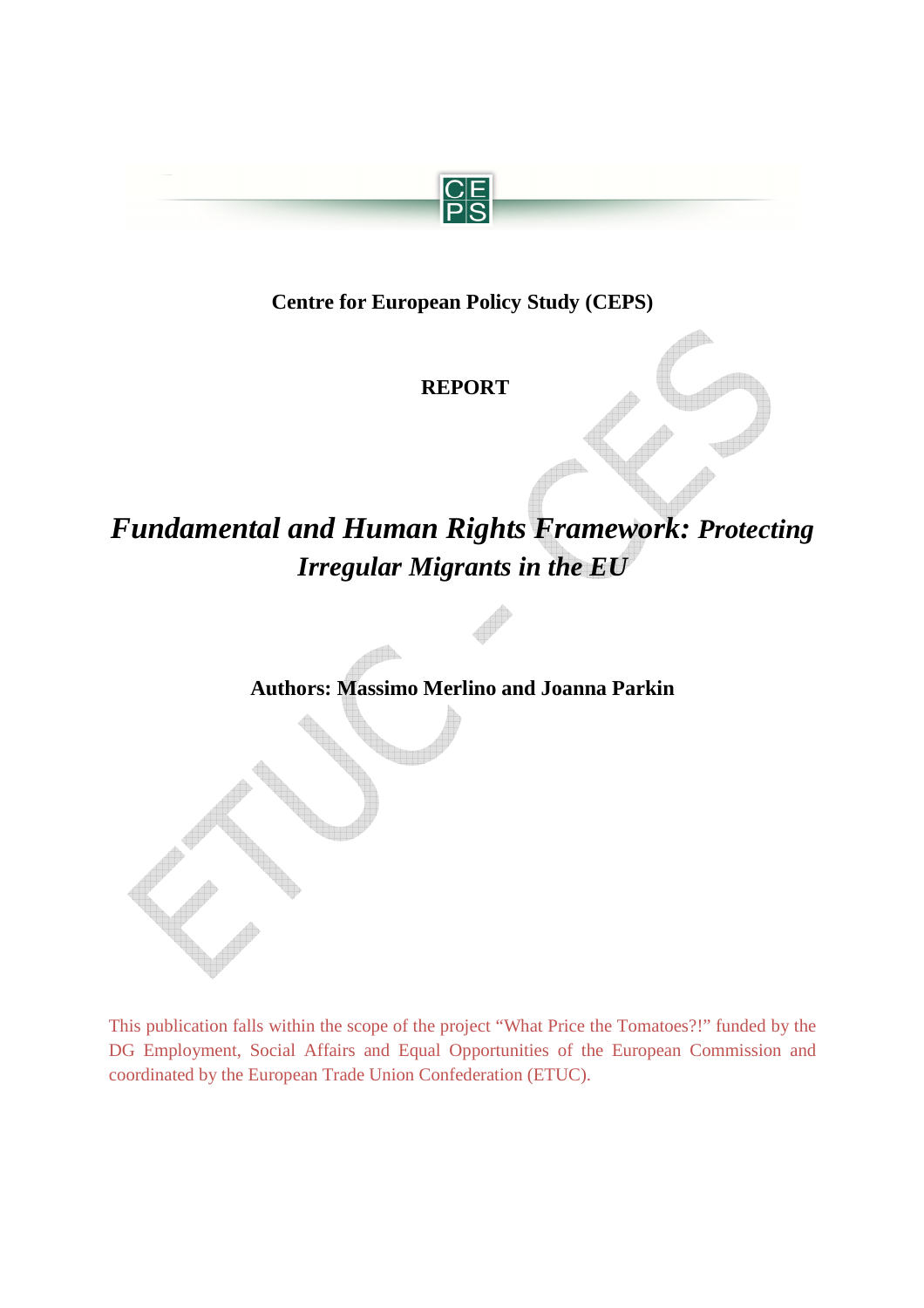**Centre for European Policy Study (CEPS)**

**REPORT**

# *Fundamental and Human Rights Framework: Protecting Irregular Migrants in the EU*

**Authors: Massimo Merlino and Joanna Parkin**

This publication falls within the scope of the project "What Price the Tomatoes?!" funded by the DG Employment, Social Affairs and Equal Opportunities of the European Commission and coordinated by the European Trade Union Confederation (ETUC).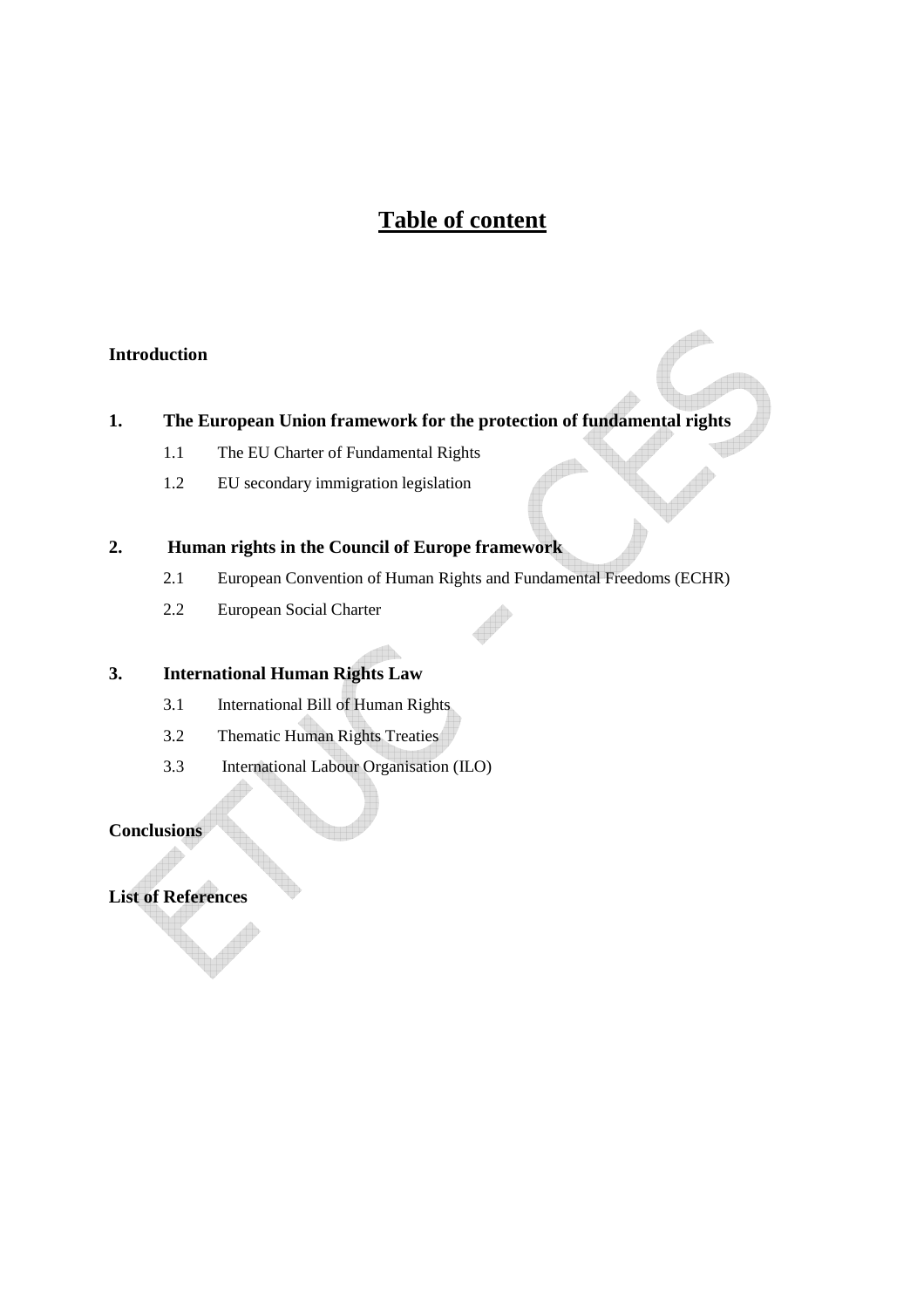# Table of content

**Introduction**

**1. The European Union framework for the protection of fundamental rights**

- 1.1 The EU Charter of Fundamental Rights
- 1.2 EU secondary immigration legislation

**2. Human rights in the Council of Europe framework**

- 2.1 European Convention of Human Rights and Fundamental Freedoms (ECHR)
- 2.2 European Social Charter

**3. International Human Rights Law**

- 3.1 International Bill of Human Rights
- 3.2 Thematic Human Rights Treaties
- 3.3 International Labour Organisation (ILO)

**Conclusions**

**List of References**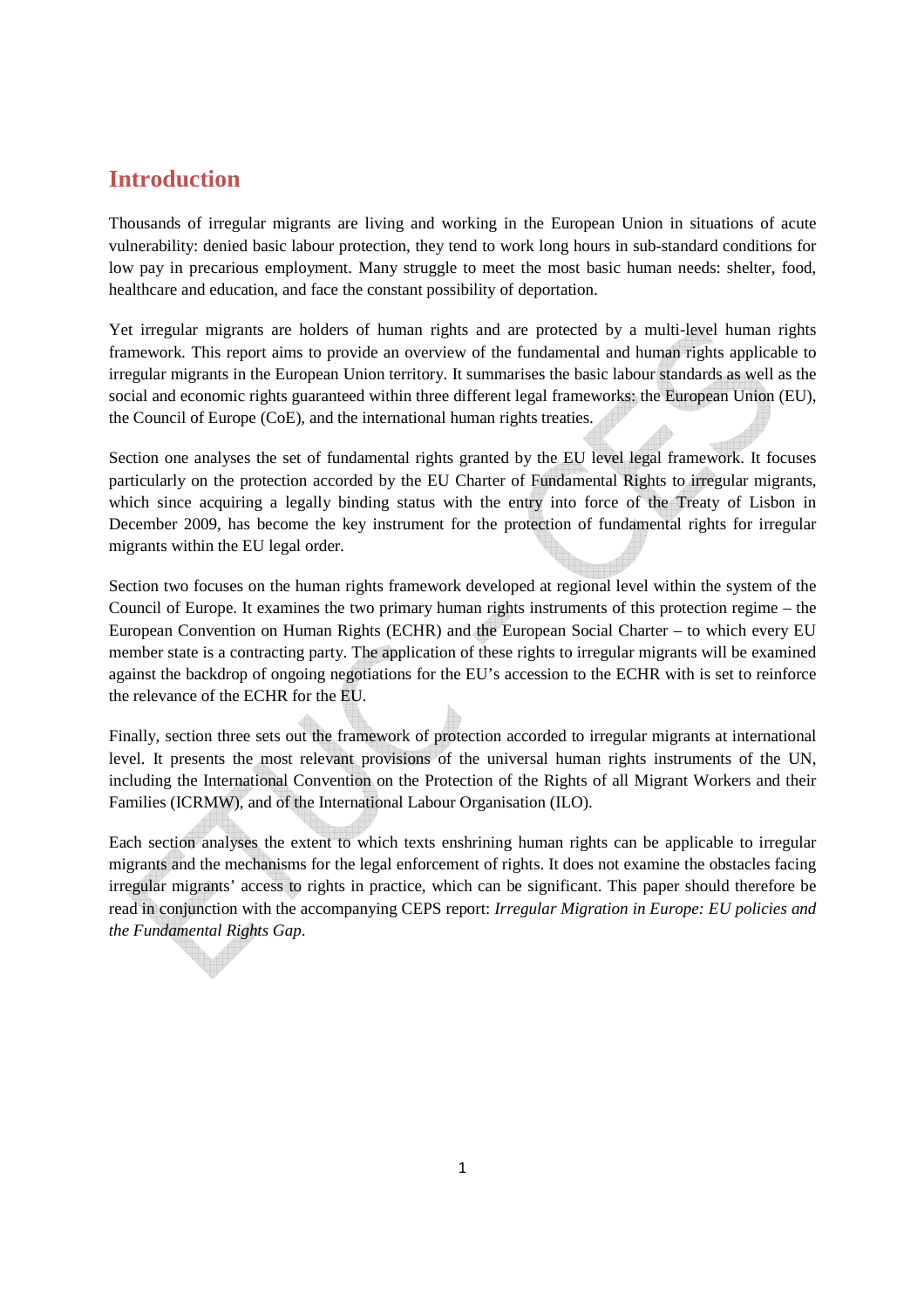# Introduction

Thousands of irregular migrants are living and working in the European Union in situations of acute vulnerability: denied basic labour protection, they tend to work long hours in sub-standard conditions for low pay in precarious employment. Many struggle to meet the most basic human needs: shelter, food, healthcare and education, and face the constant possibility of deportation.

Yet irregular migrants are holders of human rights and are protected by a multi-level human rights framework. This report aims to provide an overview of the fundamental and human rights applicable to irregular migrants in the European Union territory. It summarises the basic labour standards as well as the social and economic rights guaranteed within three different legal frameworks: the European Union (EU), the Council of Europe (CoE), and the international human rights treaties.

Section one analyses the set of fundamental rights granted by the EU level legal framework. It focuses particularly on the protection accorded by the EU Charter of Fundamental Rights to irregular migrants, which since acquiring a legally binding status with the entry into force of the Treaty of Lisbon in December 2009, has become the key instrument for the protection of fundamental rights for irregular migrants within the EU legal order.

Section two focuses on the human rights framework developed at regional level within the system of the Council of Europe. It examines the two primary human rights instruments of this protection regime – the European Convention on Human Rights (ECHR) and the European Social Charter – to which every EU member state is a contracting party. The application of these rights to irregular migrants will be examined against the backdrop of ongoing negotiations for the EU's accession to the ECHR with is set to reinforce the relevance of the ECHR for the EU.

Finally, section three sets out the framework of protection accorded to irregular migrants at international level. It presents the most relevant provisions of the universal human rights instruments of the UN, including the International Convention on the Protection of the Rights of all Migrant Workers and their Families (ICRMW), and of the International Labour Organisation (ILO).

Each section analyses the extent to which texts enshrining human rights can be applicable to irregular migrants and the mechanisms for the legal enforcement of rights. It does not examine the obstacles facing irregular migrants' access to rights in practice, which can be significant. This paper should therefore be read in conjunction with the accompanying CEPS report: *Irregular Migration in Europe: EU policies and the Fundamental Rights Gap*.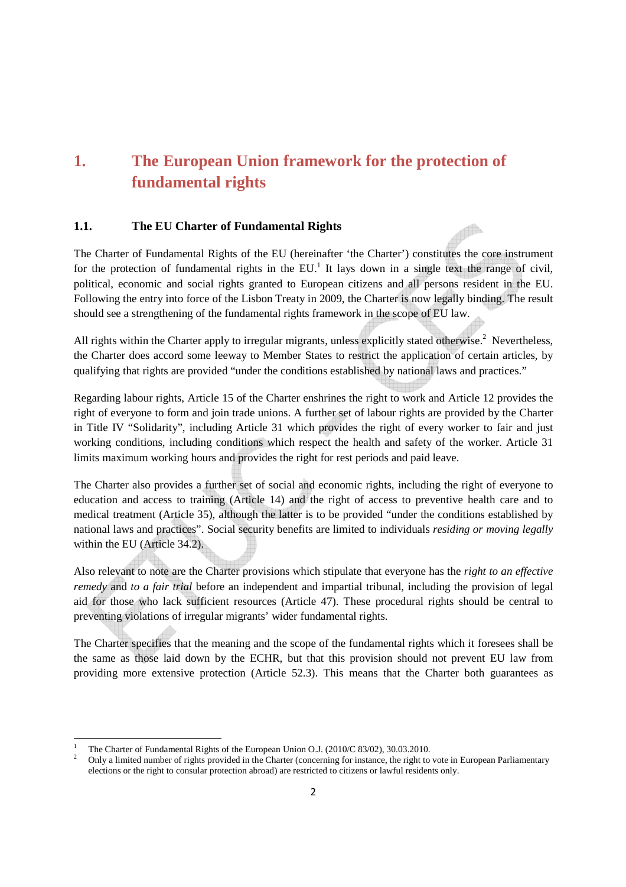# 1. The European Union framework for the protection of fundamental rights

## 1.1. The EU Charter of Fundamental Rights

The Charter of Fundamental Rights of the EU (hereinafter 'the Charter') constitutes the core instrument for the protection of fundamental rights in the EU.[1] It lays down in a single text the range of civil, political, economic and social rights granted to European citizens and all persons resident in the EU. Following the entry into force of the Lisbon Treaty in 2009, the Charter is now legally binding. The result should see a strengthening of the fundamental rights framework in the scope of EU law.

All rights within the Charter apply to irregular migrants, unless explicitly stated otherwise.[2] Nevertheless, the Charter does accord some leeway to Member States to restrict the application of certain articles, by qualifying that rights are provided "under the conditions established by national laws and practices."

Regarding labour rights, Article 15 of the Charter enshrines the right to work and Article 12 provides the right of everyone to form and join trade unions. A further set of labour rights are provided by the Charter in Title IV "Solidarity", including Article 31 which provides the right of every worker to fair and just working conditions, including conditions which respect the health and safety of the worker. Article 31 limits maximum working hours and provides the right for rest periods and paid leave.

The Charter also provides a further set of social and economic rights, including the right of everyone to education and access to training (Article 14) and the right of access to preventive health care and to medical treatment (Article 35), although the latter is to be provided "under the conditions established by national laws and practices". Social security benefits are limited to individuals *residing or moving legally* within the EU (Article 34.2).

Also relevant to note are the Charter provisions which stipulate that everyone has the *right to an effective remedy* and *to a fair trial* before an independent and impartial tribunal, including the provision of legal aid for those who lack sufficient resources (Article 47). These procedural rights should be central to preventing violations of irregular migrants' wider fundamental rights.

The Charter specifies that the meaning and the scope of the fundamental rights which it foresees shall be the same as those laid down by the ECHR, but that this provision should not prevent EU law from providing more extensive protection (Article 52.3). This means that the Charter both guarantees as

---

[1] The Charter of Fundamental Rights of the European Union O.J. (2010/C 83/02), 30.03.2010.

[2] Only a limited number of rights provided in the Charter (concerning for instance, the right to vote in European Parliamentary elections or the right to consular protection abroad) are restricted to citizens or lawful residents only.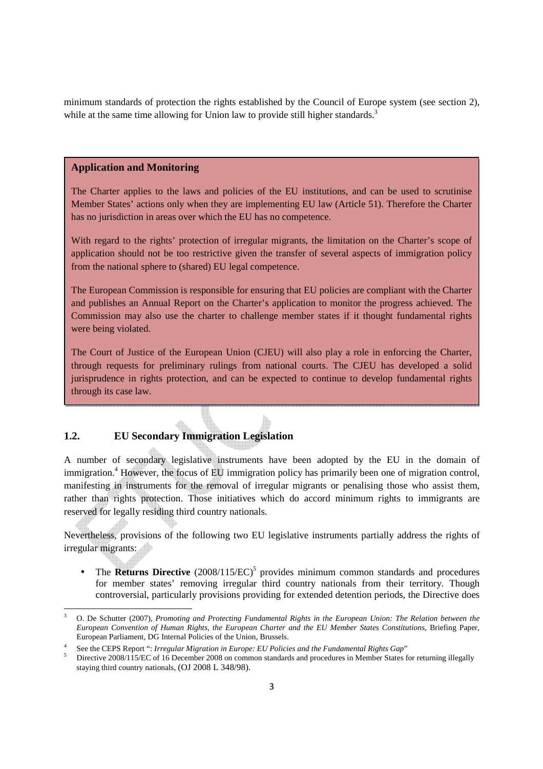minimum standards of protection the rights established by the Council of Europe system (see section 2), while at the same time allowing for Union law to provide still higher standards.[3]

> **Application and Monitoring**
>
> The Charter applies to the laws and policies of the EU institutions, and can be used to scrutinise Member States' actions only when they are implementing EU law (Article 51). Therefore the Charter has no jurisdiction in areas over which the EU has no competence.
>
> With regard to the rights' protection of irregular migrants, the limitation on the Charter's scope of application should not be too restrictive given the transfer of several aspects of immigration policy from the national sphere to (shared) EU legal competence.
>
> The European Commission is responsible for ensuring that EU policies are compliant with the Charter and publishes an Annual Report on the Charter's application to monitor the progress achieved. The Commission may also use the charter to challenge member states if it thought fundamental rights were being violated.
>
> The Court of Justice of the European Union (CJEU) will also play a role in enforcing the Charter, through requests for preliminary rulings from national courts. The CJEU has developed a solid jurisprudence in rights protection, and can be expected to continue to develop fundamental rights through its case law.

## 1.2. EU Secondary Immigration Legislation

A number of secondary legislative instruments have been adopted by the EU in the domain of immigration.[4] However, the focus of EU immigration policy has primarily been one of migration control, manifesting in instruments for the removal of irregular migrants or penalising those who assist them, rather than rights protection. Those initiatives which do accord minimum rights to immigrants are reserved for legally residing third country nationals.

Nevertheless, provisions of the following two EU legislative instruments partially address the rights of irregular migrants:

- The **Returns Directive** (2008/115/EC)[5] provides minimum common standards and procedures for member states' removing irregular third country nationals from their territory. Though controversial, particularly provisions providing for extended detention periods, the Directive does

---

[3] O. De Schutter (2007), *Promoting and Protecting Fundamental Rights in the European Union: The Relation between the European Convention of Human Rights, the European Charter and the EU Member States Constitutions*, Briefing Paper, European Parliament, DG Internal Policies of the Union, Brussels.

[4] See the CEPS Report ": *Irregular Migration in Europe: EU Policies and the Fundamental Rights Gap*"

[5] Directive 2008/115/EC of 16 December 2008 on common standards and procedures in Member States for returning illegally staying third country nationals, (OJ 2008 L 348/98).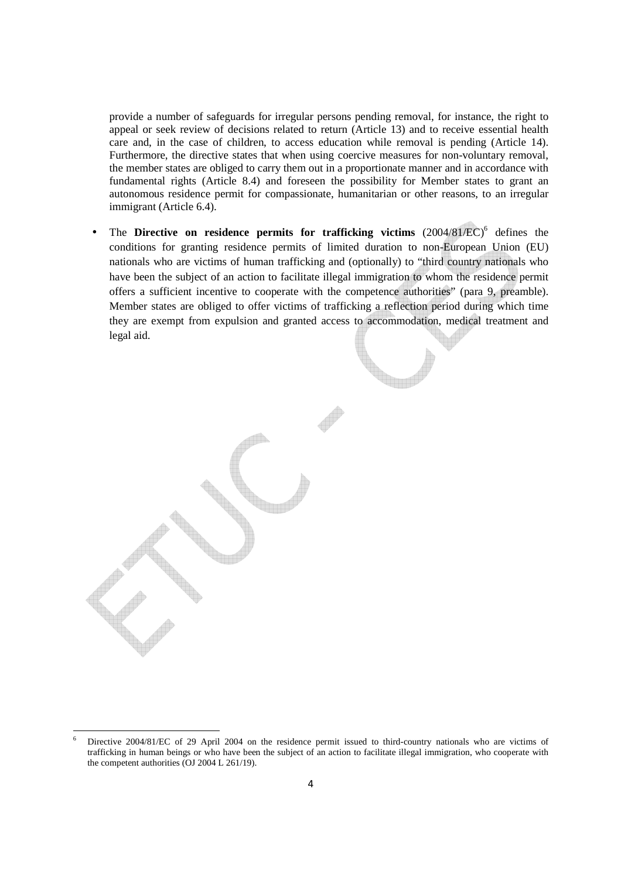provide a number of safeguards for irregular persons pending removal, for instance, the right to appeal or seek review of decisions related to return (Article 13) and to receive essential health care and, in the case of children, to access education while removal is pending (Article 14). Furthermore, the directive states that when using coercive measures for non-voluntary removal, the member states are obliged to carry them out in a proportionate manner and in accordance with fundamental rights (Article 8.4) and foreseen the possibility for Member states to grant an autonomous residence permit for compassionate, humanitarian or other reasons, to an irregular immigrant (Article 6.4).

- The **Directive on residence permits for trafficking victims** (2004/81/EC)[6] defines the conditions for granting residence permits of limited duration to non-European Union (EU) nationals who are victims of human trafficking and (optionally) to "third country nationals who have been the subject of an action to facilitate illegal immigration to whom the residence permit offers a sufficient incentive to cooperate with the competence authorities" (para 9, preamble). Member states are obliged to offer victims of trafficking a reflection period during which time they are exempt from expulsion and granted access to accommodation, medical treatment and legal aid.

[6] Directive 2004/81/EC of 29 April 2004 on the residence permit issued to third-country nationals who are victims of trafficking in human beings or who have been the subject of an action to facilitate illegal immigration, who cooperate with the competent authorities (OJ 2004 L 261/19).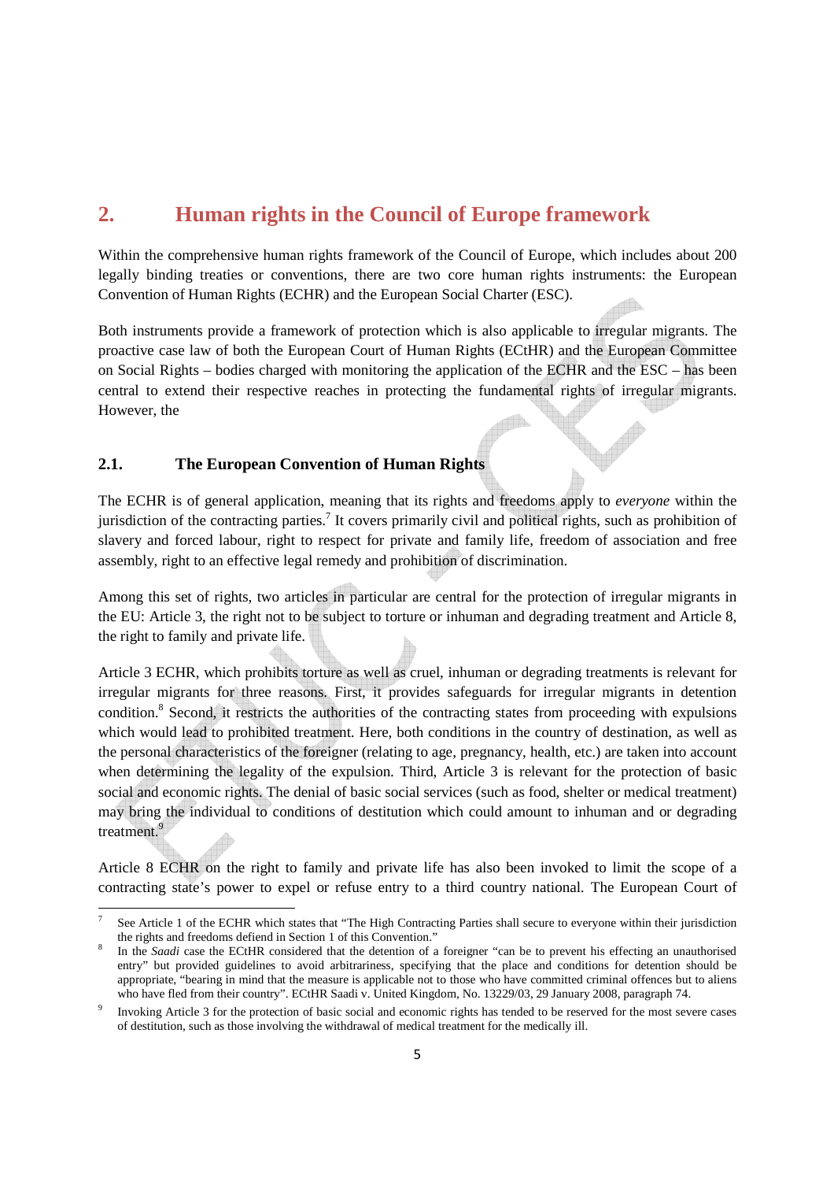## 2. Human rights in the Council of Europe framework

Within the comprehensive human rights framework of the Council of Europe, which includes about 200 legally binding treaties or conventions, there are two core human rights instruments: the European Convention of Human Rights (ECHR) and the European Social Charter (ESC).

Both instruments provide a framework of protection which is also applicable to irregular migrants. The proactive case law of both the European Court of Human Rights (ECtHR) and the European Committee on Social Rights – bodies charged with monitoring the application of the ECHR and the ESC – has been central to extend their respective reaches in protecting the fundamental rights of irregular migrants. However, the

### 2.1. The European Convention of Human Rights

The ECHR is of general application, meaning that its rights and freedoms apply to *everyone* within the jurisdiction of the contracting parties.[7] It covers primarily civil and political rights, such as prohibition of slavery and forced labour, right to respect for private and family life, freedom of association and free assembly, right to an effective legal remedy and prohibition of discrimination.

Among this set of rights, two articles in particular are central for the protection of irregular migrants in the EU: Article 3, the right not to be subject to torture or inhuman and degrading treatment and Article 8, the right to family and private life.

Article 3 ECHR, which prohibits torture as well as cruel, inhuman or degrading treatments is relevant for irregular migrants for three reasons. First, it provides safeguards for irregular migrants in detention condition.[8] Second, it restricts the authorities of the contracting states from proceeding with expulsions which would lead to prohibited treatment. Here, both conditions in the country of destination, as well as the personal characteristics of the foreigner (relating to age, pregnancy, health, etc.) are taken into account when determining the legality of the expulsion. Third, Article 3 is relevant for the protection of basic social and economic rights. The denial of basic social services (such as food, shelter or medical treatment) may bring the individual to conditions of destitution which could amount to inhuman and or degrading treatment.[9]

Article 8 ECHR on the right to family and private life has also been invoked to limit the scope of a contracting state's power to expel or refuse entry to a third country national. The European Court of

---

[7] See Article 1 of the ECHR which states that "The High Contracting Parties shall secure to everyone within their jurisdiction the rights and freedoms defiend in Section 1 of this Convention."

[8] In the *Saadi* case the ECtHR considered that the detention of a foreigner "can be to prevent his effecting an unauthorised entry" but provided guidelines to avoid arbitrariness, specifying that the place and conditions for detention should be appropriate, "bearing in mind that the measure is applicable not to those who have committed criminal offences but to aliens who have fled from their country". ECtHR Saadi v. United Kingdom, No. 13229/03, 29 January 2008, paragraph 74.

[9] Invoking Article 3 for the protection of basic social and economic rights has tended to be reserved for the most severe cases of destitution, such as those involving the withdrawal of medical treatment for the medically ill.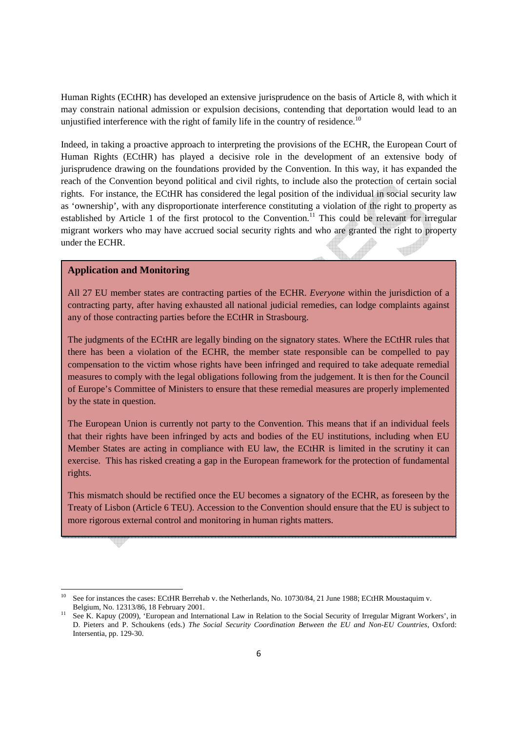Human Rights (ECtHR) has developed an extensive jurisprudence on the basis of Article 8, with which it may constrain national admission or expulsion decisions, contending that deportation would lead to an unjustified interference with the right of family life in the country of residence.[10]

Indeed, in taking a proactive approach to interpreting the provisions of the ECHR, the European Court of Human Rights (ECtHR) has played a decisive role in the development of an extensive body of jurisprudence drawing on the foundations provided by the Convention. In this way, it has expanded the reach of the Convention beyond political and civil rights, to include also the protection of certain social rights. For instance, the ECtHR has considered the legal position of the individual in social security law as 'ownership', with any disproportionate interference constituting a violation of the right to property as established by Article 1 of the first protocol to the Convention.[11] This could be relevant for irregular migrant workers who may have accrued social security rights and who are granted the right to property under the ECHR.

**Application and Monitoring**

All 27 EU member states are contracting parties of the ECHR. *Everyone* within the jurisdiction of a contracting party, after having exhausted all national judicial remedies, can lodge complaints against any of those contracting parties before the ECtHR in Strasbourg.

The judgments of the ECtHR are legally binding on the signatory states. Where the ECtHR rules that there has been a violation of the ECHR, the member state responsible can be compelled to pay compensation to the victim whose rights have been infringed and required to take adequate remedial measures to comply with the legal obligations following from the judgement. It is then for the Council of Europe's Committee of Ministers to ensure that these remedial measures are properly implemented by the state in question.

The European Union is currently not party to the Convention. This means that if an individual feels that their rights have been infringed by acts and bodies of the EU institutions, including when EU Member States are acting in compliance with EU law, the ECtHR is limited in the scrutiny it can exercise. This has risked creating a gap in the European framework for the protection of fundamental rights.

This mismatch should be rectified once the EU becomes a signatory of the ECHR, as foreseen by the Treaty of Lisbon (Article 6 TEU). Accession to the Convention should ensure that the EU is subject to more rigorous external control and monitoring in human rights matters.

---

[10] See for instances the cases: ECtHR Berrehab v. the Netherlands, No. 10730/84, 21 June 1988; ECtHR Moustaquim v. Belgium, No. 12313/86, 18 February 2001.

[11] See K. Kapuy (2009), 'European and International Law in Relation to the Social Security of Irregular Migrant Workers', in D. Pieters and P. Schoukens (eds.) *The Social Security Coordination Between the EU and Non-EU Countries*, Oxford: Intersentia, pp. 129-30.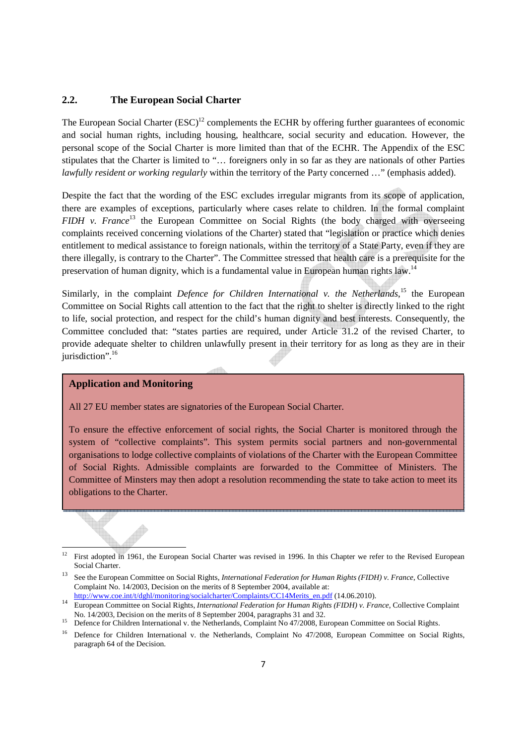## 2.2. The European Social Charter

The European Social Charter (ESC)[12] complements the ECHR by offering further guarantees of economic and social human rights, including housing, healthcare, social security and education. However, the personal scope of the Social Charter is more limited than that of the ECHR. The Appendix of the ESC stipulates that the Charter is limited to "… foreigners only in so far as they are nationals of other Parties *lawfully resident or working regularly* within the territory of the Party concerned …" (emphasis added).

Despite the fact that the wording of the ESC excludes irregular migrants from its scope of application, there are examples of exceptions, particularly where cases relate to children. In the formal complaint *FIDH v. France*[13] the European Committee on Social Rights (the body charged with overseeing complaints received concerning violations of the Charter) stated that "legislation or practice which denies entitlement to medical assistance to foreign nationals, within the territory of a State Party, even if they are there illegally, is contrary to the Charter". The Committee stressed that health care is a prerequisite for the preservation of human dignity, which is a fundamental value in European human rights law.[14]

Similarly, in the complaint *Defence for Children International v. the Netherlands*,[15] the European Committee on Social Rights call attention to the fact that the right to shelter is directly linked to the right to life, social protection, and respect for the child's human dignity and best interests. Consequently, the Committee concluded that: "states parties are required, under Article 31.2 of the revised Charter, to provide adequate shelter to children unlawfully present in their territory for as long as they are in their jurisdiction".[16]

**Application and Monitoring**

All 27 EU member states are signatories of the European Social Charter.

To ensure the effective enforcement of social rights, the Social Charter is monitored through the system of "collective complaints". This system permits social partners and non-governmental organisations to lodge collective complaints of violations of the Charter with the European Committee of Social Rights. Admissible complaints are forwarded to the Committee of Ministers. The Committee of Minsters may then adopt a resolution recommending the state to take action to meet its obligations to the Charter.

---

[12] First adopted in 1961, the European Social Charter was revised in 1996. In this Chapter we refer to the Revised European Social Charter.

[13] See the European Committee on Social Rights, *International Federation for Human Rights (FIDH) v. France*, Collective Complaint No. 14/2003, Decision on the merits of 8 September 2004, available at: http://www.coe.int/t/dghl/monitoring/socialcharter/Complaints/CC14Merits_en.pdf (14.06.2010).

[14] European Committee on Social Rights, *International Federation for Human Rights (FIDH) v. France*, Collective Complaint No. 14/2003, Decision on the merits of 8 September 2004, paragraphs 31 and 32.

[15] Defence for Children International v. the Netherlands, Complaint No 47/2008, European Committee on Social Rights.

[16] Defence for Children International v. the Netherlands, Complaint No 47/2008, European Committee on Social Rights, paragraph 64 of the Decision.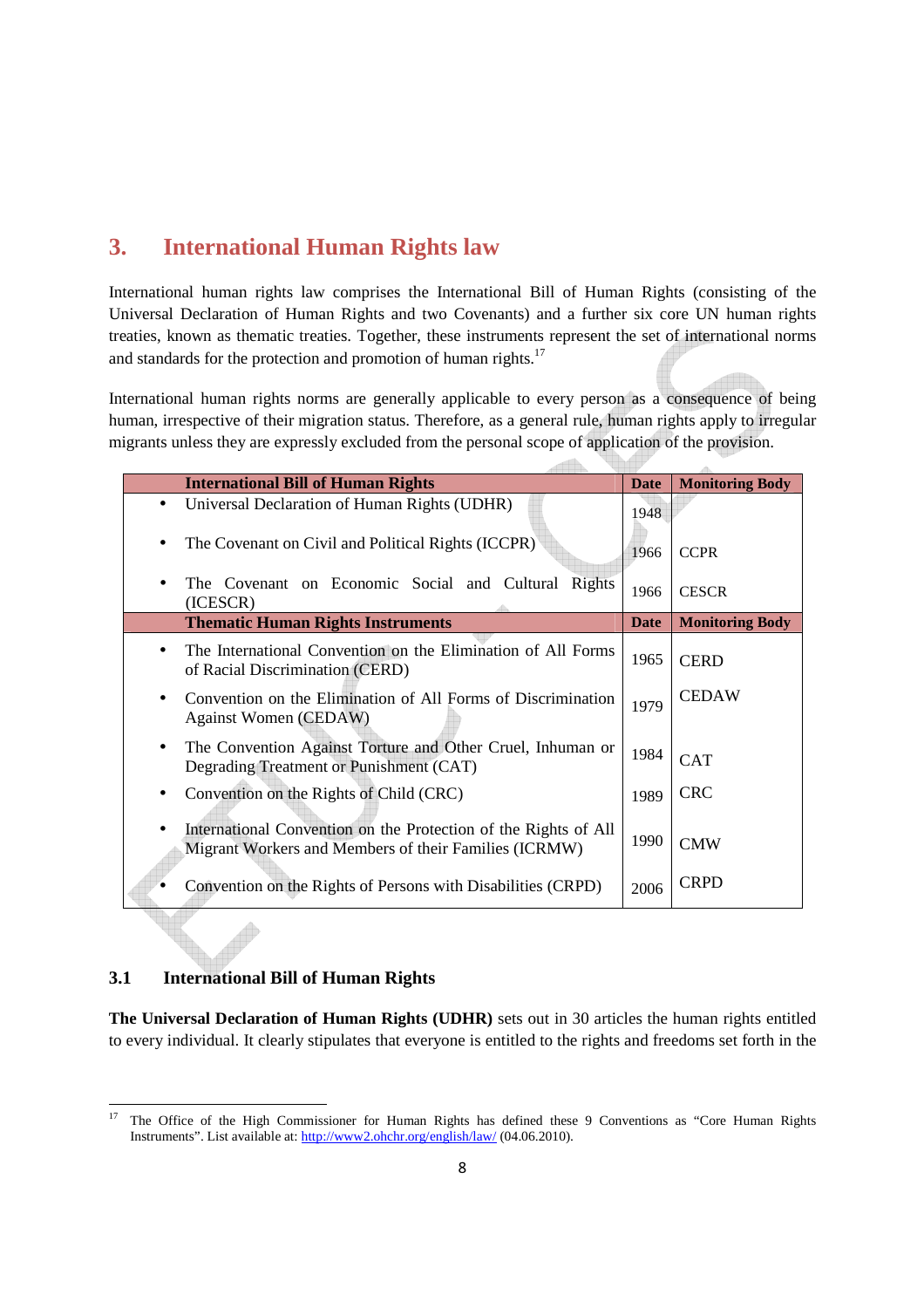## 3. International Human Rights law

International human rights law comprises the International Bill of Human Rights (consisting of the Universal Declaration of Human Rights and two Covenants) and a further six core UN human rights treaties, known as thematic treaties. Together, these instruments represent the set of international norms and standards for the protection and promotion of human rights.[17]

International human rights norms are generally applicable to every person as a consequence of being human, irrespective of their migration status. Therefore, as a general rule, human rights apply to irregular migrants unless they are expressly excluded from the personal scope of application of the provision.

| International Bill of Human Rights | Date | Monitoring Body |
|---|---|---|
| • Universal Declaration of Human Rights (UDHR) | 1948 | |
| • The Covenant on Civil and Political Rights (ICCPR) | 1966 | CCPR |
| • The Covenant on Economic Social and Cultural Rights (ICESCR) | 1966 | CESCR |
| **Thematic Human Rights Instruments** | **Date** | **Monitoring Body** |
| • The International Convention on the Elimination of All Forms of Racial Discrimination (CERD) | 1965 | CERD |
| • Convention on the Elimination of All Forms of Discrimination Against Women (CEDAW) | 1979 | CEDAW |
| • The Convention Against Torture and Other Cruel, Inhuman or Degrading Treatment or Punishment (CAT) | 1984 | CAT |
| • Convention on the Rights of Child (CRC) | 1989 | CRC |
| • International Convention on the Protection of the Rights of All Migrant Workers and Members of their Families (ICRMW) | 1990 | CMW |
| • Convention on the Rights of Persons with Disabilities (CRPD) | 2006 | CRPD |

### 3.1 International Bill of Human Rights

**The Universal Declaration of Human Rights (UDHR)** sets out in 30 articles the human rights entitled to every individual. It clearly stipulates that everyone is entitled to the rights and freedoms set forth in the

[17] The Office of the High Commissioner for Human Rights has defined these 9 Conventions as "Core Human Rights Instruments". List available at: http://www2.ohchr.org/english/law/ (04.06.2010).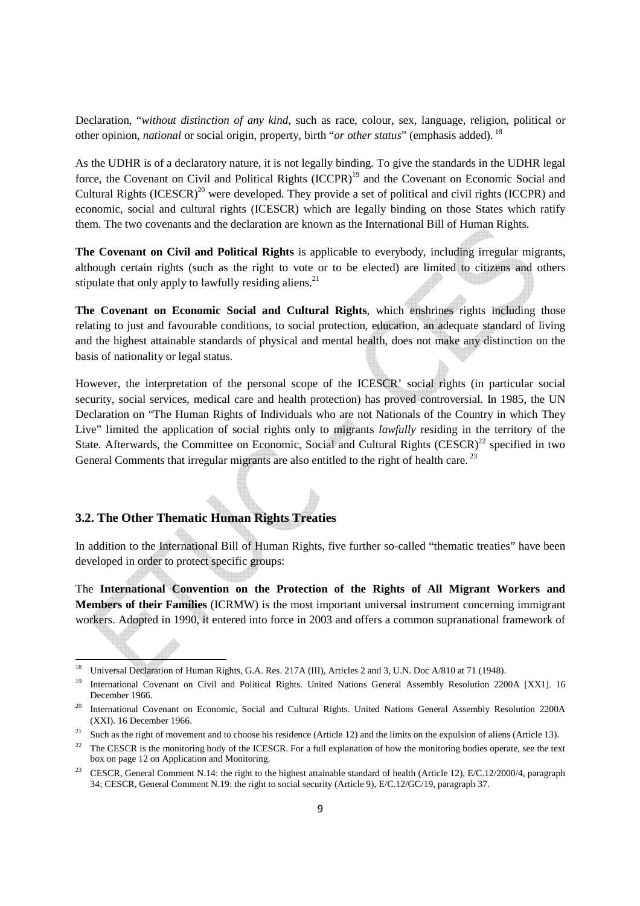Declaration, "*without distinction of any kind*, such as race, colour, sex, language, religion, political or other opinion, *national* or social origin, property, birth "*or other status*" (emphasis added). [18]

As the UDHR is of a declaratory nature, it is not legally binding. To give the standards in the UDHR legal force, the Covenant on Civil and Political Rights (ICCPR)[19] and the Covenant on Economic Social and Cultural Rights (ICESCR)[20] were developed. They provide a set of political and civil rights (ICCPR) and economic, social and cultural rights (ICESCR) which are legally binding on those States which ratify them. The two covenants and the declaration are known as the International Bill of Human Rights.

**The Covenant on Civil and Political Rights** is applicable to everybody, including irregular migrants, although certain rights (such as the right to vote or to be elected) are limited to citizens and others stipulate that only apply to lawfully residing aliens.[21]

**The Covenant on Economic Social and Cultural Rights**, which enshrines rights including those relating to just and favourable conditions, to social protection, education, an adequate standard of living and the highest attainable standards of physical and mental health, does not make any distinction on the basis of nationality or legal status.

However, the interpretation of the personal scope of the ICESCR' social rights (in particular social security, social services, medical care and health protection) has proved controversial. In 1985, the UN Declaration on "The Human Rights of Individuals who are not Nationals of the Country in which They Live" limited the application of social rights only to migrants *lawfully* residing in the territory of the State. Afterwards, the Committee on Economic, Social and Cultural Rights (CESCR)[22] specified in two General Comments that irregular migrants are also entitled to the right of health care. [23]

### 3.2. The Other Thematic Human Rights Treaties

In addition to the International Bill of Human Rights, five further so-called "thematic treaties" have been developed in order to protect specific groups:

The **International Convention on the Protection of the Rights of All Migrant Workers and Members of their Families** (ICRMW) is the most important universal instrument concerning immigrant workers. Adopted in 1990, it entered into force in 2003 and offers a common supranational framework of

---

[18] Universal Declaration of Human Rights, G.A. Res. 217A (III), Articles 2 and 3, U.N. Doc A/810 at 71 (1948).

[19] International Covenant on Civil and Political Rights. United Nations General Assembly Resolution 2200A [XX1]. 16 December 1966.

[20] International Covenant on Economic, Social and Cultural Rights. United Nations General Assembly Resolution 2200A (XXI). 16 December 1966.

[21] Such as the right of movement and to choose his residence (Article 12) and the limits on the expulsion of aliens (Article 13).

[22] The CESCR is the monitoring body of the ICESCR. For a full explanation of how the monitoring bodies operate, see the text box on page 12 on Application and Monitoring.

[23] CESCR, General Comment N.14: the right to the highest attainable standard of health (Article 12), E/C.12/2000/4, paragraph 34; CESCR, General Comment N.19: the right to social security (Article 9), E/C.12/GC/19, paragraph 37.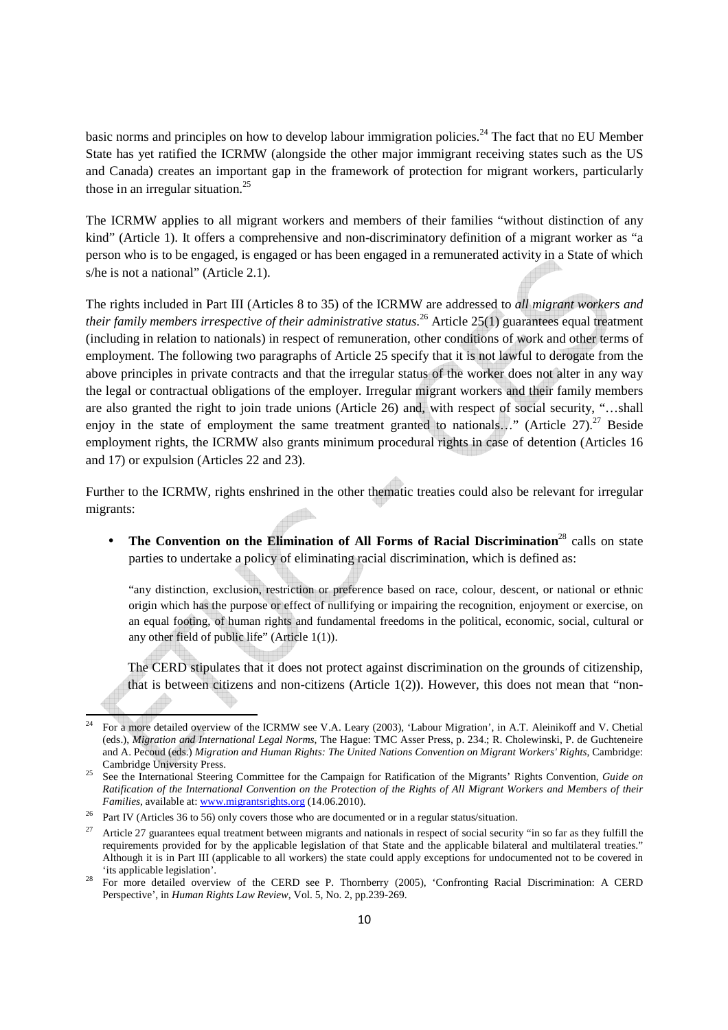basic norms and principles on how to develop labour immigration policies.[24] The fact that no EU Member State has yet ratified the ICRMW (alongside the other major immigrant receiving states such as the US and Canada) creates an important gap in the framework of protection for migrant workers, particularly those in an irregular situation.[25]

The ICRMW applies to all migrant workers and members of their families "without distinction of any kind" (Article 1). It offers a comprehensive and non-discriminatory definition of a migrant worker as "a person who is to be engaged, is engaged or has been engaged in a remunerated activity in a State of which s/he is not a national" (Article 2.1).

The rights included in Part III (Articles 8 to 35) of the ICRMW are addressed to *all migrant workers and their family members irrespective of their administrative status*.[26] Article 25(1) guarantees equal treatment (including in relation to nationals) in respect of remuneration, other conditions of work and other terms of employment. The following two paragraphs of Article 25 specify that it is not lawful to derogate from the above principles in private contracts and that the irregular status of the worker does not alter in any way the legal or contractual obligations of the employer. Irregular migrant workers and their family members are also granted the right to join trade unions (Article 26) and, with respect of social security, "…shall enjoy in the state of employment the same treatment granted to nationals…" (Article 27).[27] Beside employment rights, the ICRMW also grants minimum procedural rights in case of detention (Articles 16 and 17) or expulsion (Articles 22 and 23).

Further to the ICRMW, rights enshrined in the other thematic treaties could also be relevant for irregular migrants:

- **The Convention on the Elimination of All Forms of Racial Discrimination**[28] calls on state parties to undertake a policy of eliminating racial discrimination, which is defined as:

  "any distinction, exclusion, restriction or preference based on race, colour, descent, or national or ethnic origin which has the purpose or effect of nullifying or impairing the recognition, enjoyment or exercise, on an equal footing, of human rights and fundamental freedoms in the political, economic, social, cultural or any other field of public life" (Article 1(1)).

  The CERD stipulates that it does not protect against discrimination on the grounds of citizenship, that is between citizens and non-citizens (Article 1(2)). However, this does not mean that "non-

---

[24] For a more detailed overview of the ICRMW see V.A. Leary (2003), 'Labour Migration', in A.T. Aleinikoff and V. Chetial (eds.), *Migration and International Legal Norms*, The Hague: TMC Asser Press, p. 234.; R. Cholewinski, P. de Guchteneire and A. Pecoud (eds.) *Migration and Human Rights: The United Nations Convention on Migrant Workers' Rights*, Cambridge: Cambridge University Press.

[25] See the International Steering Committee for the Campaign for Ratification of the Migrants' Rights Convention, *Guide on Ratification of the International Convention on the Protection of the Rights of All Migrant Workers and Members of their Families*, available at: www.migrantsrights.org (14.06.2010).

[26] Part IV (Articles 36 to 56) only covers those who are documented or in a regular status/situation.

[27] Article 27 guarantees equal treatment between migrants and nationals in respect of social security "in so far as they fulfill the requirements provided for by the applicable legislation of that State and the applicable bilateral and multilateral treaties." Although it is in Part III (applicable to all workers) the state could apply exceptions for undocumented not to be covered in 'its applicable legislation'.

[28] For more detailed overview of the CERD see P. Thornberry (2005), 'Confronting Racial Discrimination: A CERD Perspective', in *Human Rights Law Review*, Vol. 5, No. 2, pp.239-269.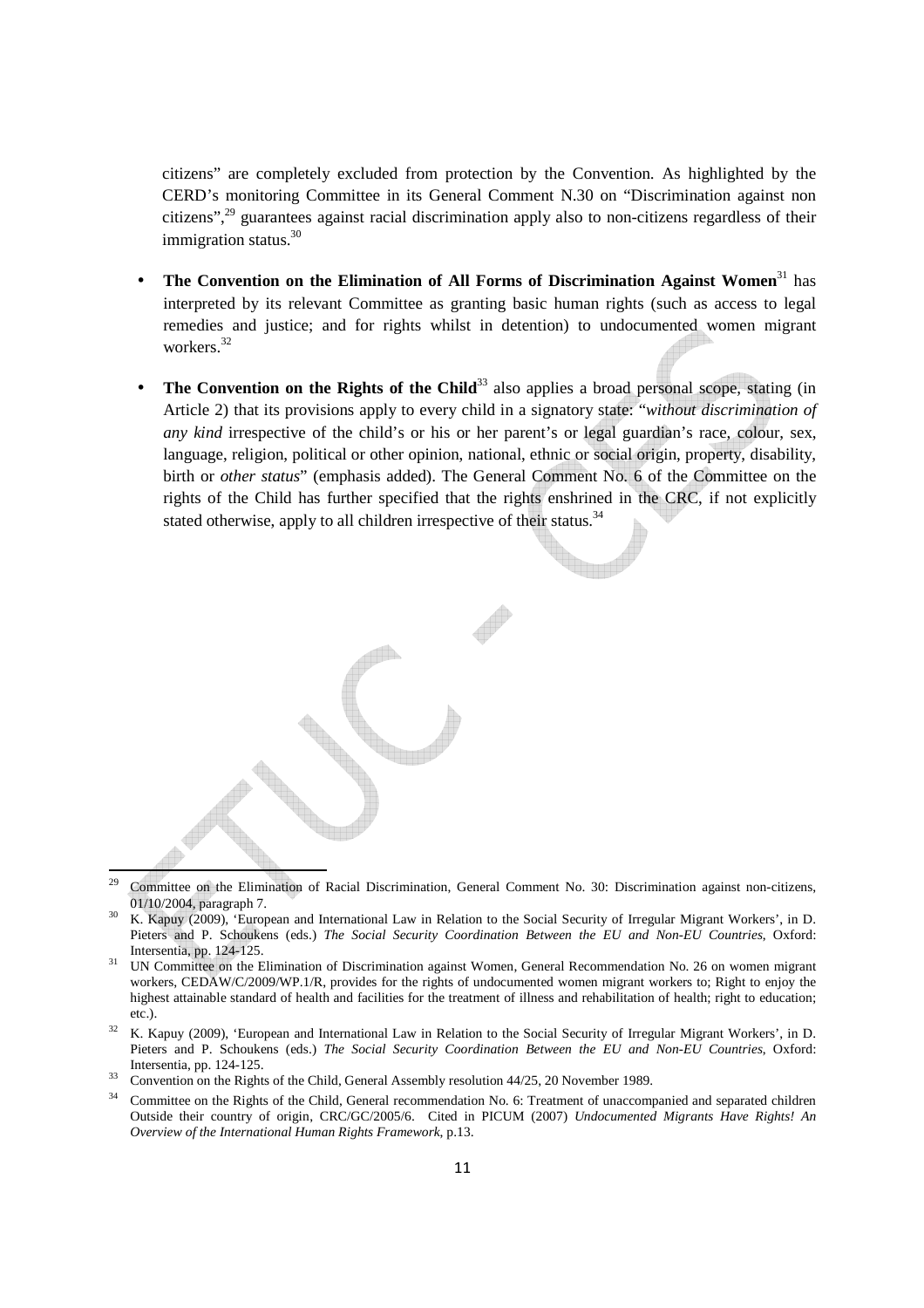citizens" are completely excluded from protection by the Convention. As highlighted by the CERD's monitoring Committee in its General Comment N.30 on "Discrimination against non citizens",[29] guarantees against racial discrimination apply also to non-citizens regardless of their immigration status.[30]

- **The Convention on the Elimination of All Forms of Discrimination Against Women**[31] has interpreted by its relevant Committee as granting basic human rights (such as access to legal remedies and justice; and for rights whilst in detention) to undocumented women migrant workers.[32]
- **The Convention on the Rights of the Child**[33] also applies a broad personal scope, stating (in Article 2) that its provisions apply to every child in a signatory state: "*without discrimination of any kind* irrespective of the child's or his or her parent's or legal guardian's race, colour, sex, language, religion, political or other opinion, national, ethnic or social origin, property, disability, birth or *other status*" (emphasis added). The General Comment No. 6 of the Committee on the rights of the Child has further specified that the rights enshrined in the CRC, if not explicitly stated otherwise, apply to all children irrespective of their status.[34]

---

[29] Committee on the Elimination of Racial Discrimination, General Comment No. 30: Discrimination against non-citizens, 01/10/2004, paragraph 7.

[30] K. Kapuy (2009), 'European and International Law in Relation to the Social Security of Irregular Migrant Workers', in D. Pieters and P. Schoukens (eds.) *The Social Security Coordination Between the EU and Non-EU Countries*, Oxford: Intersentia, pp. 124-125.

[31] UN Committee on the Elimination of Discrimination against Women, General Recommendation No. 26 on women migrant workers, CEDAW/C/2009/WP.1/R, provides for the rights of undocumented women migrant workers to; Right to enjoy the highest attainable standard of health and facilities for the treatment of illness and rehabilitation of health; right to education; etc.).

[32] K. Kapuy (2009), 'European and International Law in Relation to the Social Security of Irregular Migrant Workers', in D. Pieters and P. Schoukens (eds.) *The Social Security Coordination Between the EU and Non-EU Countries*, Oxford: Intersentia, pp. 124-125.

[33] Convention on the Rights of the Child, General Assembly resolution 44/25, 20 November 1989.

[34] Committee on the Rights of the Child, General recommendation No. 6: Treatment of unaccompanied and separated children Outside their country of origin, CRC/GC/2005/6. Cited in PICUM (2007) *Undocumented Migrants Have Rights! An Overview of the International Human Rights Framework*, p.13.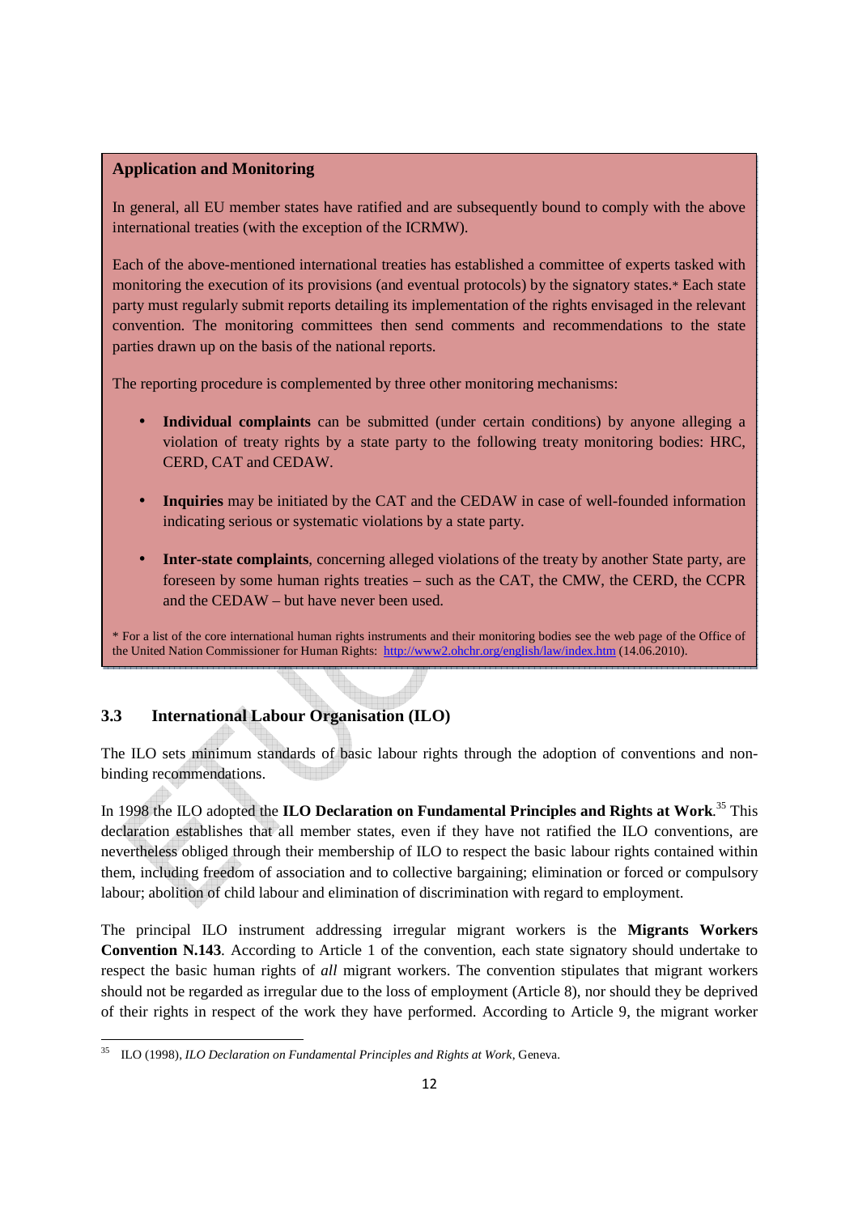**Application and Monitoring**

In general, all EU member states have ratified and are subsequently bound to comply with the above international treaties (with the exception of the ICRMW).

Each of the above-mentioned international treaties has established a committee of experts tasked with monitoring the execution of its provisions (and eventual protocols) by the signatory states.* Each state party must regularly submit reports detailing its implementation of the rights envisaged in the relevant convention. The monitoring committees then send comments and recommendations to the state parties drawn up on the basis of the national reports.

The reporting procedure is complemented by three other monitoring mechanisms:

- **Individual complaints** can be submitted (under certain conditions) by anyone alleging a violation of treaty rights by a state party to the following treaty monitoring bodies: HRC, CERD, CAT and CEDAW.
- **Inquiries** may be initiated by the CAT and the CEDAW in case of well-founded information indicating serious or systematic violations by a state party.
- **Inter-state complaints**, concerning alleged violations of the treaty by another State party, are foreseen by some human rights treaties – such as the CAT, the CMW, the CERD, the CCPR and the CEDAW – but have never been used.

* For a list of the core international human rights instruments and their monitoring bodies see the web page of the Office of the United Nation Commissioner for Human Rights: http://www2.ohchr.org/english/law/index.htm (14.06.2010).

### 3.3 International Labour Organisation (ILO)

The ILO sets minimum standards of basic labour rights through the adoption of conventions and non-binding recommendations.

In 1998 the ILO adopted the **ILO Declaration on Fundamental Principles and Rights at Work**.[35] This declaration establishes that all member states, even if they have not ratified the ILO conventions, are nevertheless obliged through their membership of ILO to respect the basic labour rights contained within them, including freedom of association and to collective bargaining; elimination or forced or compulsory labour; abolition of child labour and elimination of discrimination with regard to employment.

The principal ILO instrument addressing irregular migrant workers is the **Migrants Workers Convention N.143**. According to Article 1 of the convention, each state signatory should undertake to respect the basic human rights of *all* migrant workers. The convention stipulates that migrant workers should not be regarded as irregular due to the loss of employment (Article 8), nor should they be deprived of their rights in respect of the work they have performed. According to Article 9, the migrant worker

[35] ILO (1998), *ILO Declaration on Fundamental Principles and Rights at Work*, Geneva.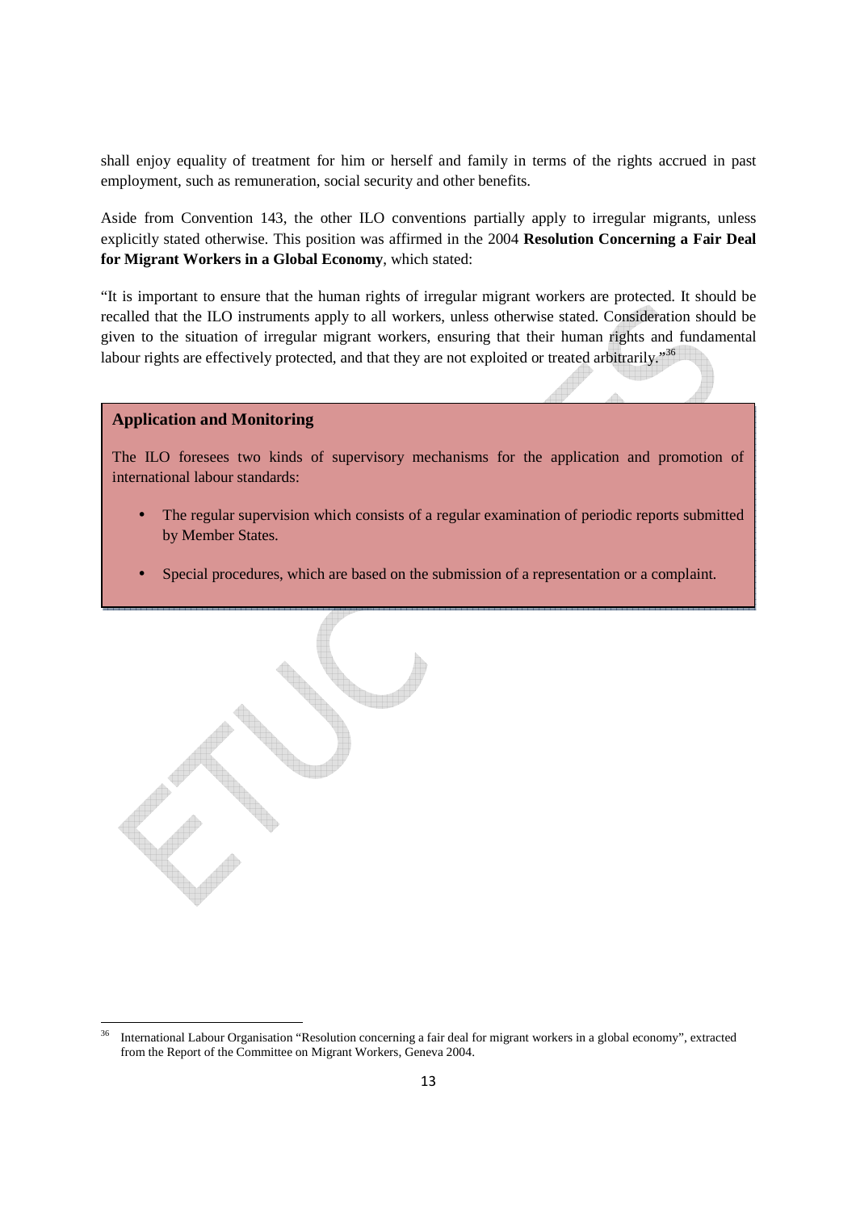shall enjoy equality of treatment for him or herself and family in terms of the rights accrued in past employment, such as remuneration, social security and other benefits.

Aside from Convention 143, the other ILO conventions partially apply to irregular migrants, unless explicitly stated otherwise. This position was affirmed in the 2004 **Resolution Concerning a Fair Deal for Migrant Workers in a Global Economy**, which stated:

"It is important to ensure that the human rights of irregular migrant workers are protected. It should be recalled that the ILO instruments apply to all workers, unless otherwise stated. Consideration should be given to the situation of irregular migrant workers, ensuring that their human rights and fundamental labour rights are effectively protected, and that they are not exploited or treated arbitrarily."[36]

**Application and Monitoring**

The ILO foresees two kinds of supervisory mechanisms for the application and promotion of international labour standards:

- The regular supervision which consists of a regular examination of periodic reports submitted by Member States.
- Special procedures, which are based on the submission of a representation or a complaint.

---

[36] International Labour Organisation "Resolution concerning a fair deal for migrant workers in a global economy", extracted from the Report of the Committee on Migrant Workers, Geneva 2004.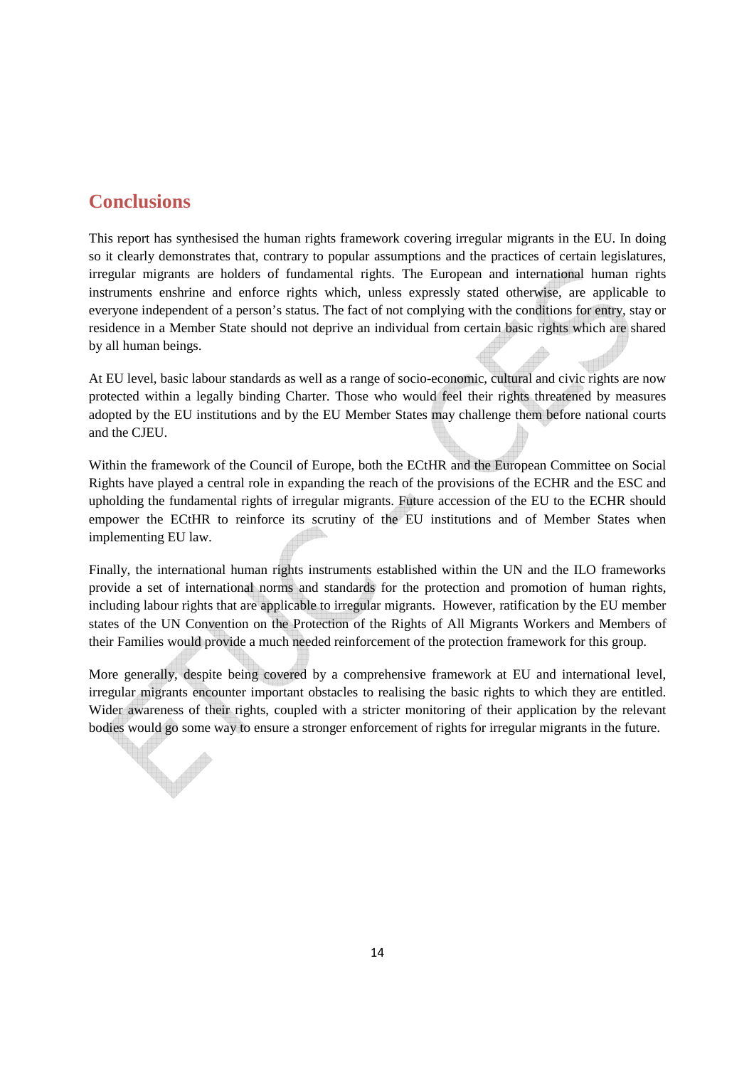## Conclusions

This report has synthesised the human rights framework covering irregular migrants in the EU. In doing so it clearly demonstrates that, contrary to popular assumptions and the practices of certain legislatures, irregular migrants are holders of fundamental rights. The European and international human rights instruments enshrine and enforce rights which, unless expressly stated otherwise, are applicable to everyone independent of a person's status. The fact of not complying with the conditions for entry, stay or residence in a Member State should not deprive an individual from certain basic rights which are shared by all human beings.

At EU level, basic labour standards as well as a range of socio-economic, cultural and civic rights are now protected within a legally binding Charter. Those who would feel their rights threatened by measures adopted by the EU institutions and by the EU Member States may challenge them before national courts and the CJEU.

Within the framework of the Council of Europe, both the ECtHR and the European Committee on Social Rights have played a central role in expanding the reach of the provisions of the ECHR and the ESC and upholding the fundamental rights of irregular migrants. Future accession of the EU to the ECHR should empower the ECtHR to reinforce its scrutiny of the EU institutions and of Member States when implementing EU law.

Finally, the international human rights instruments established within the UN and the ILO frameworks provide a set of international norms and standards for the protection and promotion of human rights, including labour rights that are applicable to irregular migrants. However, ratification by the EU member states of the UN Convention on the Protection of the Rights of All Migrants Workers and Members of their Families would provide a much needed reinforcement of the protection framework for this group.

More generally, despite being covered by a comprehensive framework at EU and international level, irregular migrants encounter important obstacles to realising the basic rights to which they are entitled. Wider awareness of their rights, coupled with a stricter monitoring of their application by the relevant bodies would go some way to ensure a stronger enforcement of rights for irregular migrants in the future.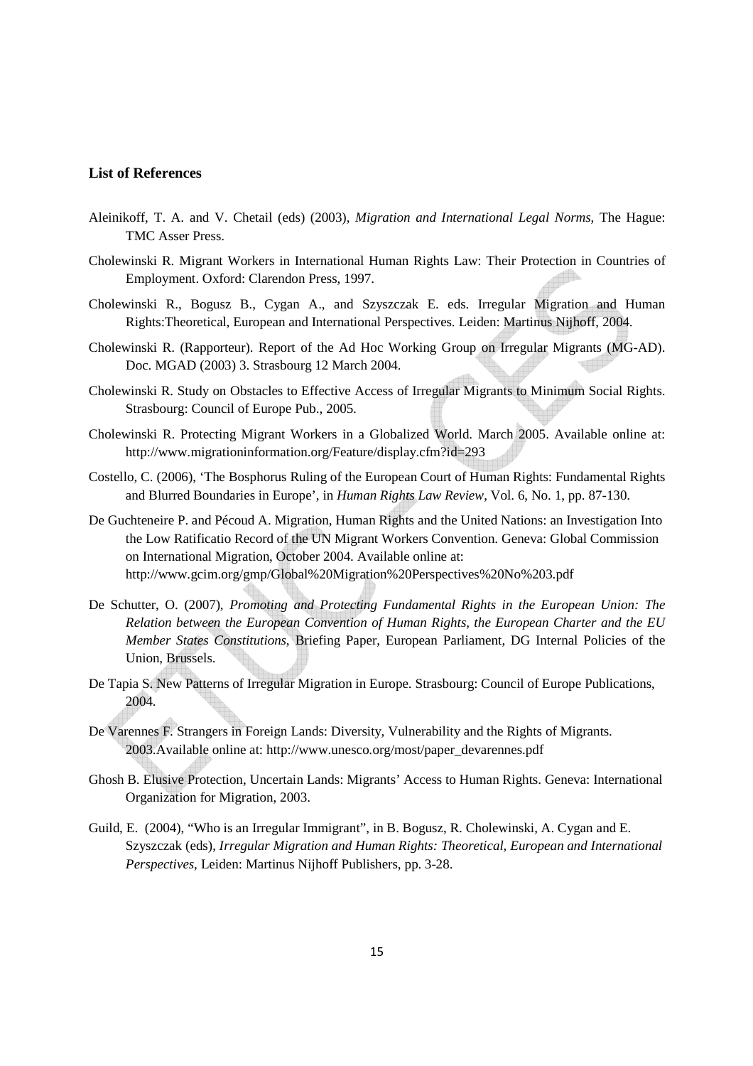**List of References**

Aleinikoff, T. A. and V. Chetail (eds) (2003), *Migration and International Legal Norms*, The Hague: TMC Asser Press.

Cholewinski R. Migrant Workers in International Human Rights Law: Their Protection in Countries of Employment. Oxford: Clarendon Press, 1997.

Cholewinski R., Bogusz B., Cygan A., and Szyszczak E. eds. Irregular Migration and Human Rights:Theoretical, European and International Perspectives. Leiden: Martinus Nijhoff, 2004.

Cholewinski R. (Rapporteur). Report of the Ad Hoc Working Group on Irregular Migrants (MG-AD). Doc. MGAD (2003) 3. Strasbourg 12 March 2004.

Cholewinski R. Study on Obstacles to Effective Access of Irregular Migrants to Minimum Social Rights. Strasbourg: Council of Europe Pub., 2005.

Cholewinski R. Protecting Migrant Workers in a Globalized World. March 2005. Available online at: http://www.migrationinformation.org/Feature/display.cfm?id=293

Costello, C. (2006), 'The Bosphorus Ruling of the European Court of Human Rights: Fundamental Rights and Blurred Boundaries in Europe', in *Human Rights Law Review*, Vol. 6, No. 1, pp. 87-130.

De Guchteneire P. and Pécoud A. Migration, Human Rights and the United Nations: an Investigation Into the Low Ratificatio Record of the UN Migrant Workers Convention. Geneva: Global Commission on International Migration, October 2004. Available online at: http://www.gcim.org/gmp/Global%20Migration%20Perspectives%20No%203.pdf

De Schutter, O. (2007), *Promoting and Protecting Fundamental Rights in the European Union: The Relation between the European Convention of Human Rights, the European Charter and the EU Member States Constitutions*, Briefing Paper, European Parliament, DG Internal Policies of the Union, Brussels.

De Tapia S. New Patterns of Irregular Migration in Europe. Strasbourg: Council of Europe Publications, 2004.

De Varennes F. Strangers in Foreign Lands: Diversity, Vulnerability and the Rights of Migrants. 2003.Available online at: http://www.unesco.org/most/paper_devarennes.pdf

Ghosh B. Elusive Protection, Uncertain Lands: Migrants' Access to Human Rights. Geneva: International Organization for Migration, 2003.

Guild, E. (2004), "Who is an Irregular Immigrant", in B. Bogusz, R. Cholewinski, A. Cygan and E. Szyszczak (eds), *Irregular Migration and Human Rights: Theoretical, European and International Perspectives*, Leiden: Martinus Nijhoff Publishers, pp. 3-28.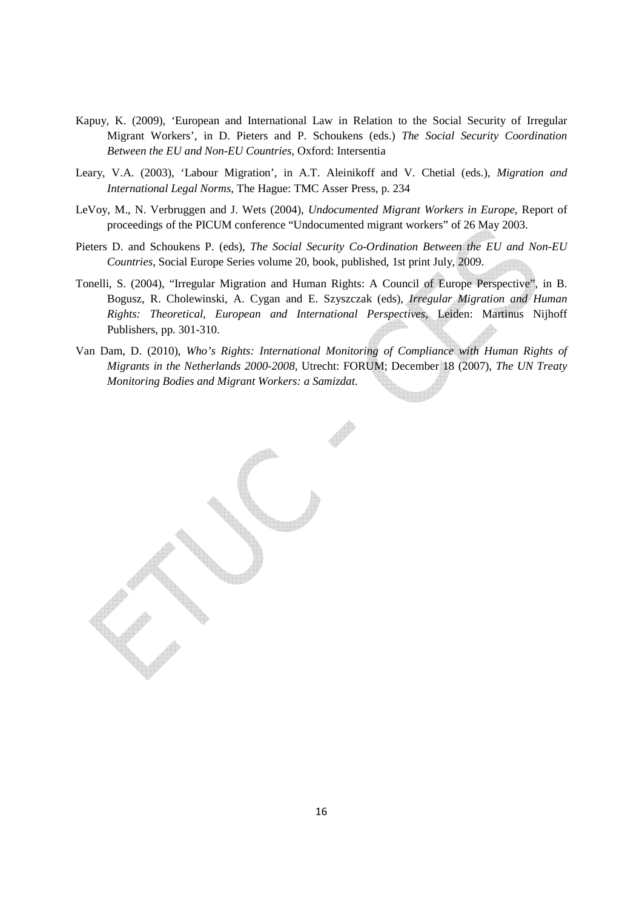Kapuy, K. (2009), 'European and International Law in Relation to the Social Security of Irregular Migrant Workers', in D. Pieters and P. Schoukens (eds.) *The Social Security Coordination Between the EU and Non-EU Countries*, Oxford: Intersentia

Leary, V.A. (2003), 'Labour Migration', in A.T. Aleinikoff and V. Chetial (eds.), *Migration and International Legal Norms*, The Hague: TMC Asser Press, p. 234

LeVoy, M., N. Verbruggen and J. Wets (2004), *Undocumented Migrant Workers in Europe*, Report of proceedings of the PICUM conference "Undocumented migrant workers" of 26 May 2003.

Pieters D. and Schoukens P. (eds), *The Social Security Co-Ordination Between the EU and Non-EU Countries*, Social Europe Series volume 20, book, published, 1st print July, 2009.

Tonelli, S. (2004), "Irregular Migration and Human Rights: A Council of Europe Perspective", in B. Bogusz, R. Cholewinski, A. Cygan and E. Szyszczak (eds), *Irregular Migration and Human Rights: Theoretical, European and International Perspectives*, Leiden: Martinus Nijhoff Publishers, pp. 301-310.

Van Dam, D. (2010), *Who's Rights: International Monitoring of Compliance with Human Rights of Migrants in the Netherlands 2000-2008*, Utrecht: FORUM; December 18 (2007), *The UN Treaty Monitoring Bodies and Migrant Workers: a Samizdat.*